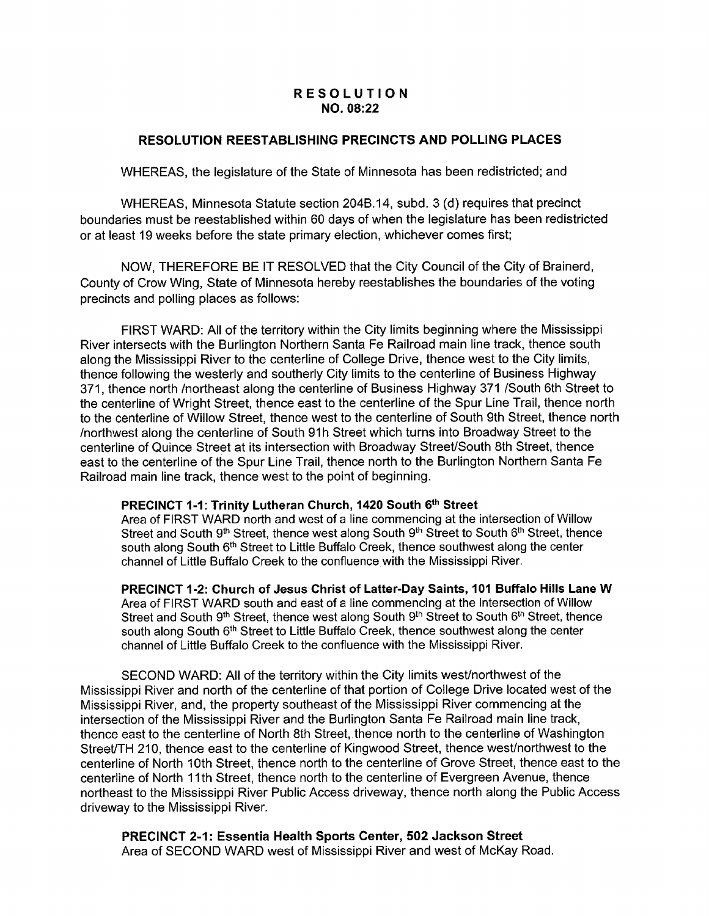# RESOLUTION
## NO. 08:22

### RESOLUTION REESTABLISHING PRECINCTS AND POLLING PLACES

WHEREAS, the legislature of the State of Minnesota has been redistricted; and

WHEREAS, Minnesota Statute section 204B.14, subd. 3 (d) requires that precinct boundaries must be reestablished within 60 days of when the legislature has been redistricted or at least 19 weeks before the state primary election, whichever comes first;

NOW, THEREFORE BE IT RESOLVED that the City Council of the City of Brainerd, County of Crow Wing, State of Minnesota hereby reestablishes the boundaries of the voting precincts and polling places as follows:

FIRST WARD: All of the territory within the City limits beginning where the Mississippi River intersects with the Burlington Northern Santa Fe Railroad main line track, thence south along the Mississippi River to the centerline of College Drive, thence west to the City limits, thence following the westerly and southerly City limits to the centerline of Business Highway 371, thence north /northeast along the centerline of Business Highway 371 /South 6th Street to the centerline of Wright Street, thence east to the centerline of the Spur Line Trail, thence north to the centerline of Willow Street, thence west to the centerline of South 9th Street, thence north /northwest along the centerline of South 91h Street which turns into Broadway Street to the centerline of Quince Street at its intersection with Broadway Street/South 8th Street, thence east to the centerline of the Spur Line Trail, thence north to the Burlington Northern Santa Fe Railroad main line track, thence west to the point of beginning.

**PRECINCT 1-1: Trinity Lutheran Church, 1420 South 6th Street**
Area of FIRST WARD north and west of a line commencing at the intersection of Willow Street and South 9th Street, thence west along South 9th Street to South 6th Street, thence south along South 6th Street to Little Buffalo Creek, thence southwest along the center channel of Little Buffalo Creek to the confluence with the Mississippi River.

**PRECINCT 1-2: Church of Jesus Christ of Latter-Day Saints, 101 Buffalo Hills Lane W**
Area of FIRST WARD south and east of a line commencing at the intersection of Willow Street and South 9th Street, thence west along South 9th Street to South 6th Street, thence south along South 6th Street to Little Buffalo Creek, thence southwest along the center channel of Little Buffalo Creek to the confluence with the Mississippi River.

SECOND WARD: All of the territory within the City limits west/northwest of the Mississippi River and north of the centerline of that portion of College Drive located west of the Mississippi River, and, the property southeast of the Mississippi River commencing at the intersection of the Mississippi River and the Burlington Santa Fe Railroad main line track, thence east to the centerline of North 8th Street, thence north to the centerline of Washington Street/TH 210, thence east to the centerline of Kingwood Street, thence west/northwest to the centerline of North 10th Street, thence north to the centerline of Grove Street, thence east to the centerline of North 11th Street, thence north to the centerline of Evergreen Avenue, thence northeast to the Mississippi River Public Access driveway, thence north along the Public Access driveway to the Mississippi River.

**PRECINCT 2-1: Essentia Health Sports Center, 502 Jackson Street**
Area of SECOND WARD west of Mississippi River and west of McKay Road.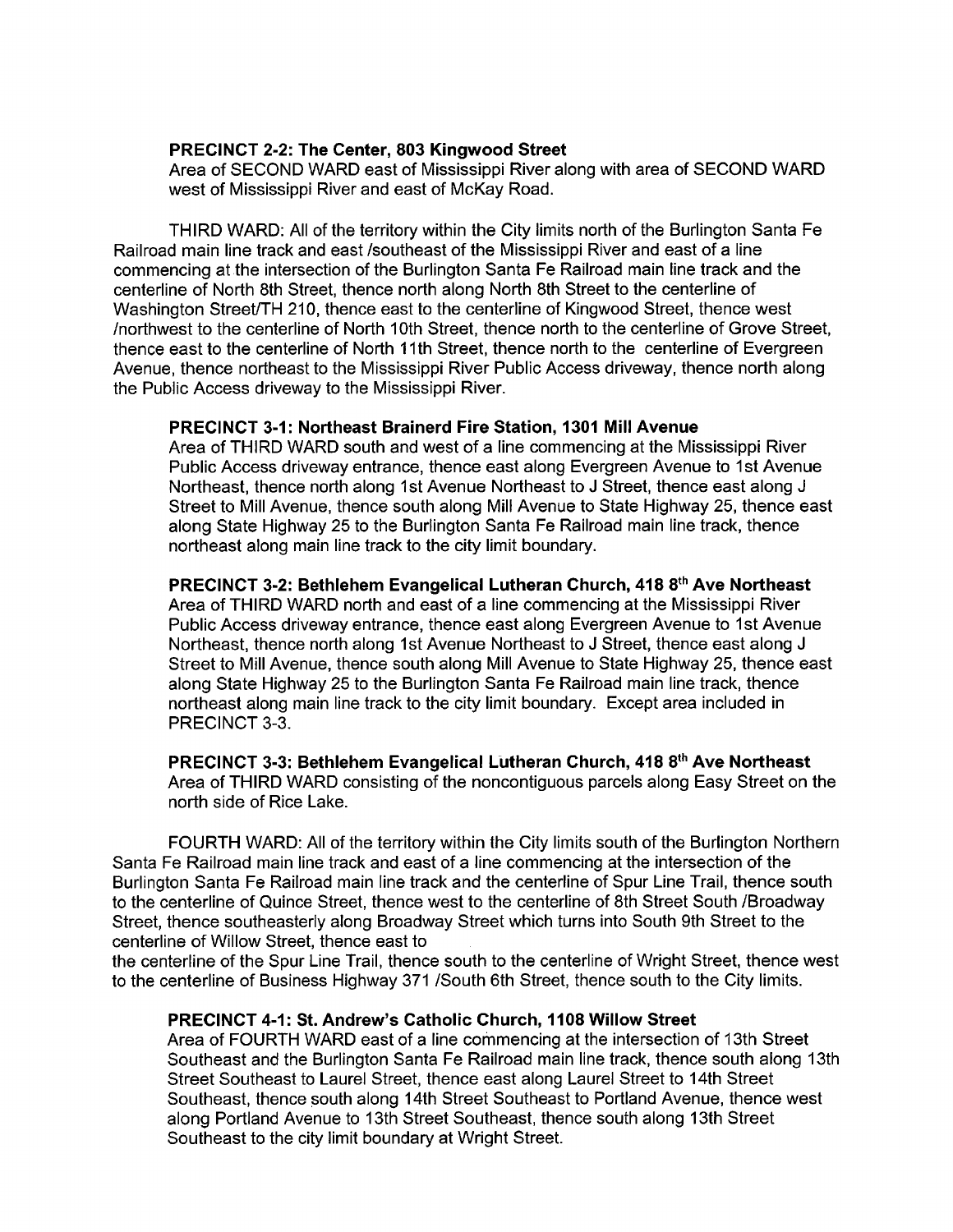**PRECINCT 2-2: The Center, 803 Kingwood Street**

Area of SECOND WARD east of Mississippi River along with area of SECOND WARD west of Mississippi River and east of McKay Road.

THIRD WARD: All of the territory within the City limits north of the Burlington Santa Fe Railroad main line track and east /southeast of the Mississippi River and east of a line commencing at the intersection of the Burlington Santa Fe Railroad main line track and the centerline of North 8th Street, thence north along North 8th Street to the centerline of Washington Street/TH 210, thence east to the centerline of Kingwood Street, thence west /northwest to the centerline of North 10th Street, thence north to the centerline of Grove Street, thence east to the centerline of North 11th Street, thence north to the centerline of Evergreen Avenue, thence northeast to the Mississippi River Public Access driveway, thence north along the Public Access driveway to the Mississippi River.

**PRECINCT 3-1: Northeast Brainerd Fire Station, 1301 Mill Avenue**

Area of THIRD WARD south and west of a line commencing at the Mississippi River Public Access driveway entrance, thence east along Evergreen Avenue to 1st Avenue Northeast, thence north along 1st Avenue Northeast to J Street, thence east along J Street to Mill Avenue, thence south along Mill Avenue to State Highway 25, thence east along State Highway 25 to the Burlington Santa Fe Railroad main line track, thence northeast along main line track to the city limit boundary.

**PRECINCT 3-2: Bethlehem Evangelical Lutheran Church, 418 8th Ave Northeast**

Area of THIRD WARD north and east of a line commencing at the Mississippi River Public Access driveway entrance, thence east along Evergreen Avenue to 1st Avenue Northeast, thence north along 1st Avenue Northeast to J Street, thence east along J Street to Mill Avenue, thence south along Mill Avenue to State Highway 25, thence east along State Highway 25 to the Burlington Santa Fe Railroad main line track, thence northeast along main line track to the city limit boundary. Except area included in PRECINCT 3-3.

**PRECINCT 3-3: Bethlehem Evangelical Lutheran Church, 418 8th Ave Northeast**

Area of THIRD WARD consisting of the noncontiguous parcels along Easy Street on the north side of Rice Lake.

FOURTH WARD: All of the territory within the City limits south of the Burlington Northern Santa Fe Railroad main line track and east of a line commencing at the intersection of the Burlington Santa Fe Railroad main line track and the centerline of Spur Line Trail, thence south to the centerline of Quince Street, thence west to the centerline of 8th Street South /Broadway Street, thence southeasterly along Broadway Street which turns into South 9th Street to the centerline of Willow Street, thence east to the centerline of the Spur Line Trail, thence south to the centerline of Wright Street, thence west to the centerline of Business Highway 371 /South 6th Street, thence south to the City limits.

**PRECINCT 4-1: St. Andrew's Catholic Church, 1108 Willow Street**

Area of FOURTH WARD east of a line commencing at the intersection of 13th Street Southeast and the Burlington Santa Fe Railroad main line track, thence south along 13th Street Southeast to Laurel Street, thence east along Laurel Street to 14th Street Southeast, thence south along 14th Street Southeast to Portland Avenue, thence west along Portland Avenue to 13th Street Southeast, thence south along 13th Street Southeast to the city limit boundary at Wright Street.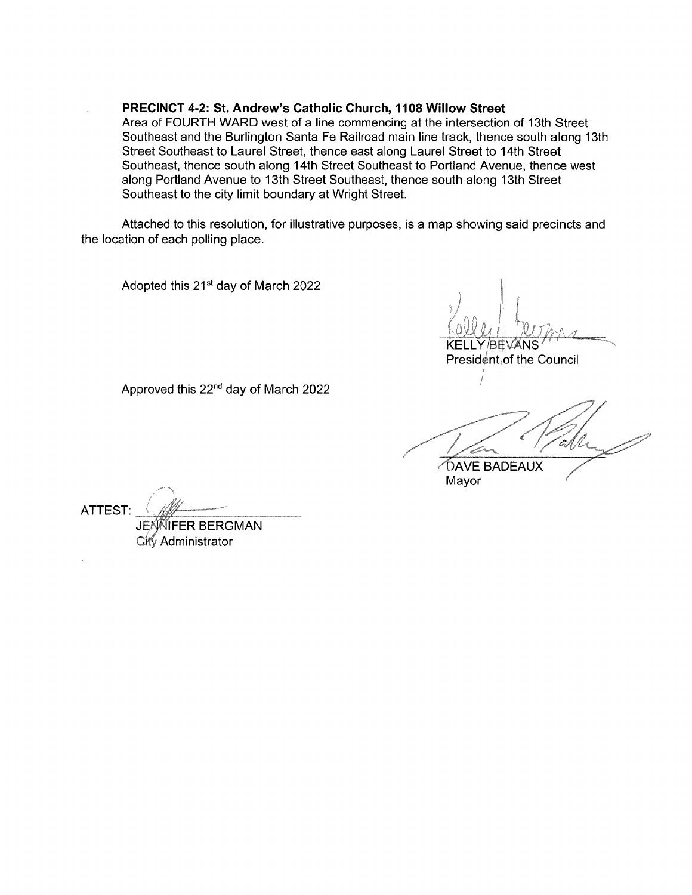**PRECINCT 4-2: St. Andrew's Catholic Church, 1108 Willow Street**

Area of FOURTH WARD west of a line commencing at the intersection of 13th Street Southeast and the Burlington Santa Fe Railroad main line track, thence south along 13th Street Southeast to Laurel Street, thence east along Laurel Street to 14th Street Southeast, thence south along 14th Street Southeast to Portland Avenue, thence west along Portland Avenue to 13th Street Southeast, thence south along 13th Street Southeast to the city limit boundary at Wright Street.

Attached to this resolution, for illustrative purposes, is a map showing said precincts and the location of each polling place.

Adopted this 21st day of March 2022

KELLY BEVANS
President of the Council

Approved this 22nd day of March 2022

DAVE BADEAUX
Mayor

ATTEST:

JENNIFER BERGMAN
City Administrator